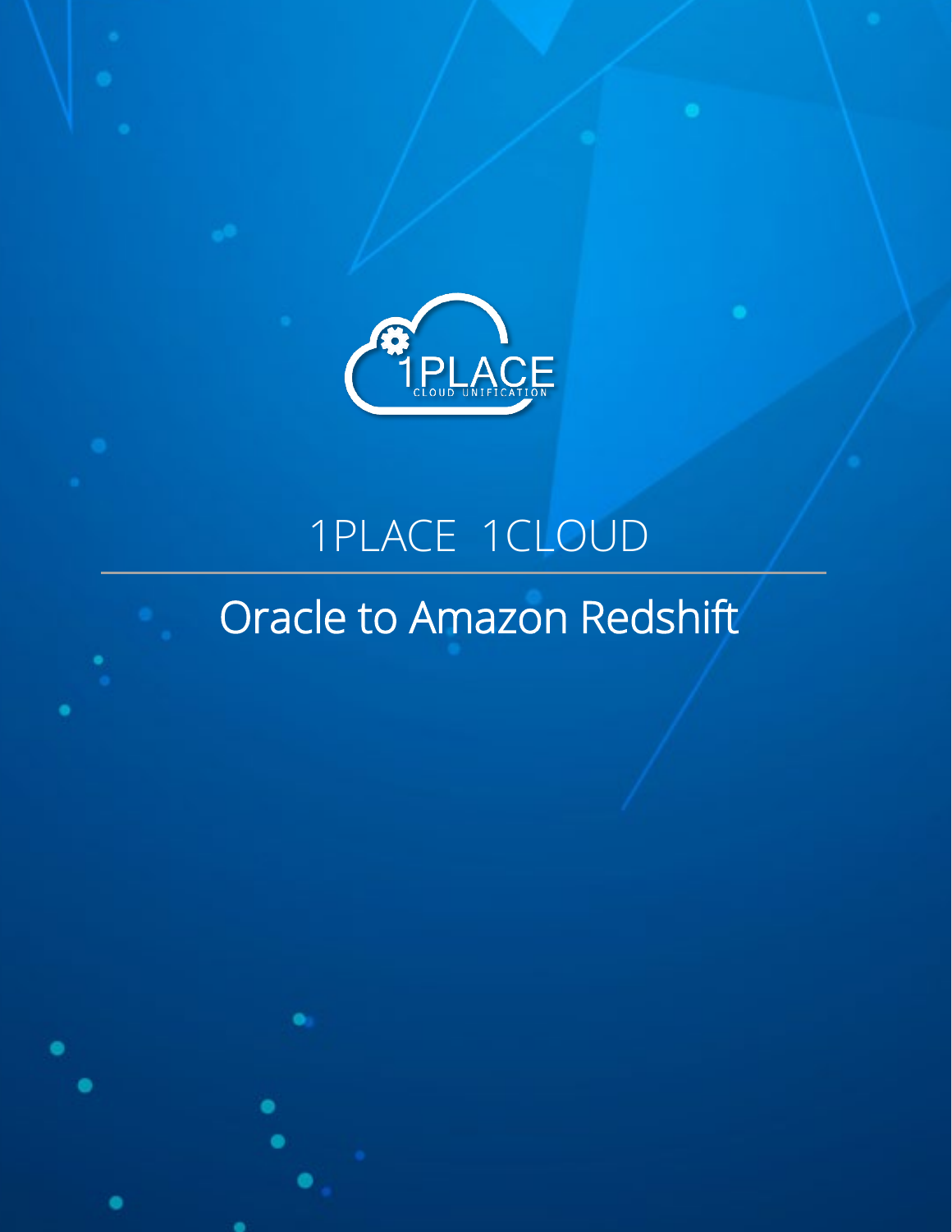1PLACE

CLOUD UNIFICATION

# 1PLACE 1CLOUD

## Oracle to Amazon Redshift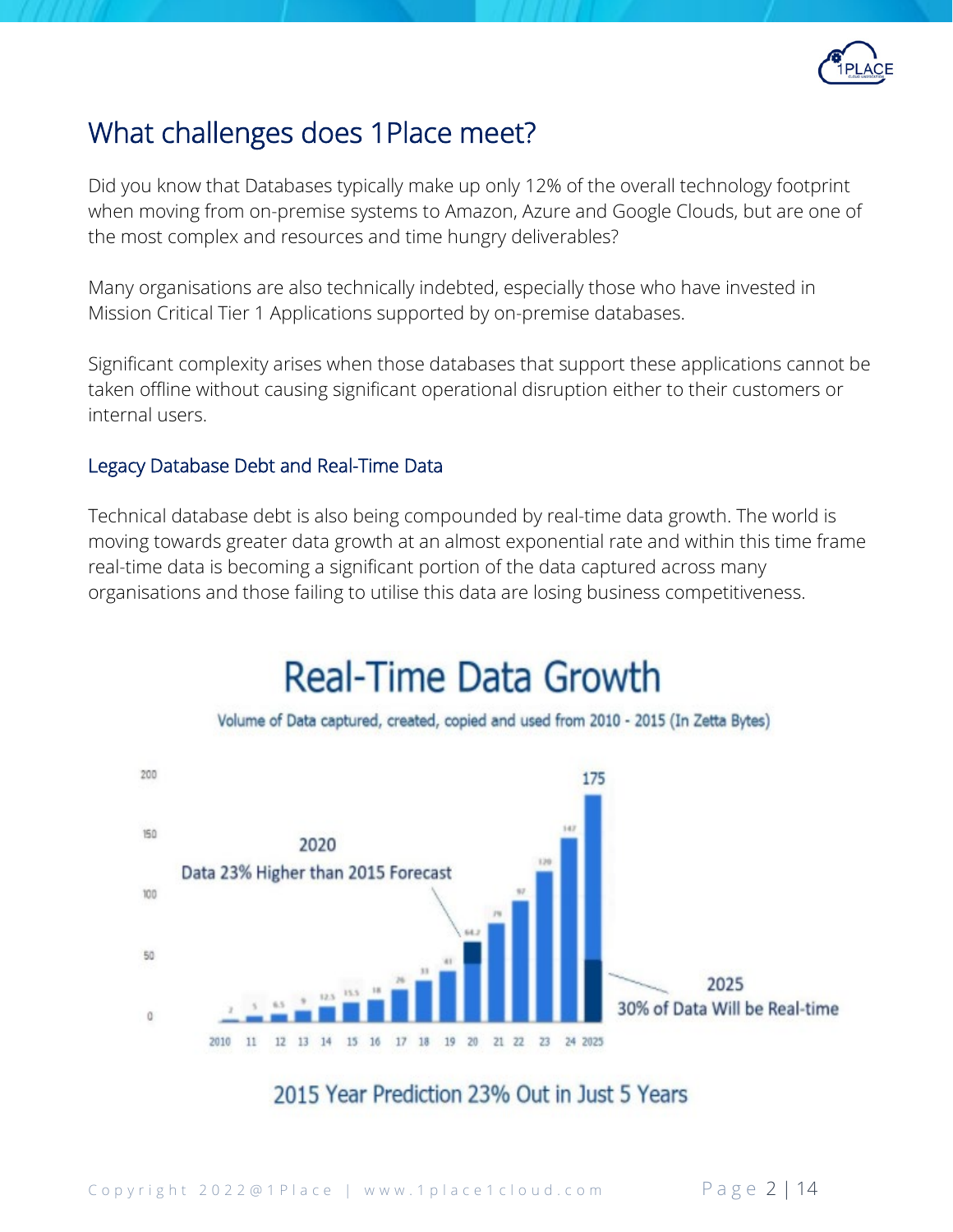## What challenges does 1Place meet?

Did you know that Databases typically make up only 12% of the overall technology footprint when moving from on-premise systems to Amazon, Azure and Google Clouds, but are one of the most complex and resources and time hungry deliverables?

Many organisations are also technically indebted, especially those who have invested in Mission Critical Tier 1 Applications supported by on-premise databases.

Significant complexity arises when those databases that support these applications cannot be taken offline without causing significant operational disruption either to their customers or internal users.

### Legacy Database Debt and Real-Time Data

Technical database debt is also being compounded by real-time data growth. The world is moving towards greater data growth at an almost exponential rate and within this time frame real-time data is becoming a significant portion of the data captured across many organisations and those failing to utilise this data are losing business competitiveness.

**Real-Time Data Growth**

Volume of Data captured, created, copied and used from 2010 - 2015 (In Zetta Bytes)

| Year | 2010 | 11 | 12 | 13 | 14 | 15 | 16 | 17 | 18 | 19 | 20 | 21 | 22 | 23 | 24 | 2025 |
|---|---|---|---|---|---|---|---|---|---|---|---|---|---|---|---|---|
| Zettabytes | 2 | 5 | 6.5 | 9 | 12.5 | 15.5 | 18 | 26 | 33 | 41 | 64.2 | 79 | 97 | 120 | 147 | 175 |

2020 Data 23% Higher than 2015 Forecast

2025 30% of Data Will be Real-time

2015 Year Prediction 23% Out in Just 5 Years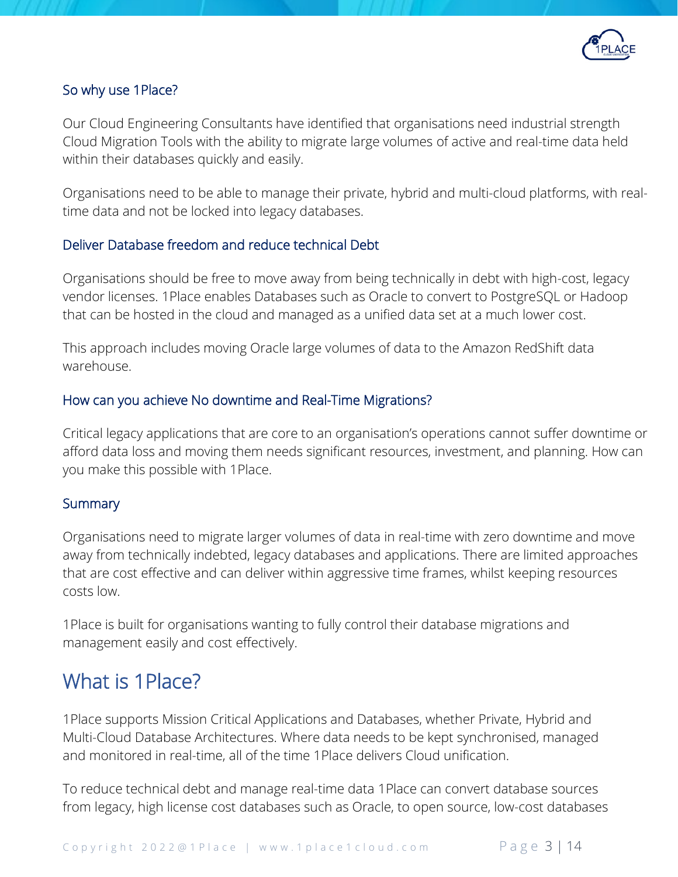### So why use 1Place?

Our Cloud Engineering Consultants have identified that organisations need industrial strength Cloud Migration Tools with the ability to migrate large volumes of active and real-time data held within their databases quickly and easily.

Organisations need to be able to manage their private, hybrid and multi-cloud platforms, with real-time data and not be locked into legacy databases.

### Deliver Database freedom and reduce technical Debt

Organisations should be free to move away from being technically in debt with high-cost, legacy vendor licenses. 1Place enables Databases such as Oracle to convert to PostgreSQL or Hadoop that can be hosted in the cloud and managed as a unified data set at a much lower cost.

This approach includes moving Oracle large volumes of data to the Amazon RedShift data warehouse.

### How can you achieve No downtime and Real-Time Migrations?

Critical legacy applications that are core to an organisation's operations cannot suffer downtime or afford data loss and moving them needs significant resources, investment, and planning. How can you make this possible with 1Place.

### Summary

Organisations need to migrate larger volumes of data in real-time with zero downtime and move away from technically indebted, legacy databases and applications. There are limited approaches that are cost effective and can deliver within aggressive time frames, whilst keeping resources costs low.

1Place is built for organisations wanting to fully control their database migrations and management easily and cost effectively.

## What is 1Place?

1Place supports Mission Critical Applications and Databases, whether Private, Hybrid and Multi-Cloud Database Architectures. Where data needs to be kept synchronised, managed and monitored in real-time, all of the time 1Place delivers Cloud unification.

To reduce technical debt and manage real-time data 1Place can convert database sources from legacy, high license cost databases such as Oracle, to open source, low-cost databases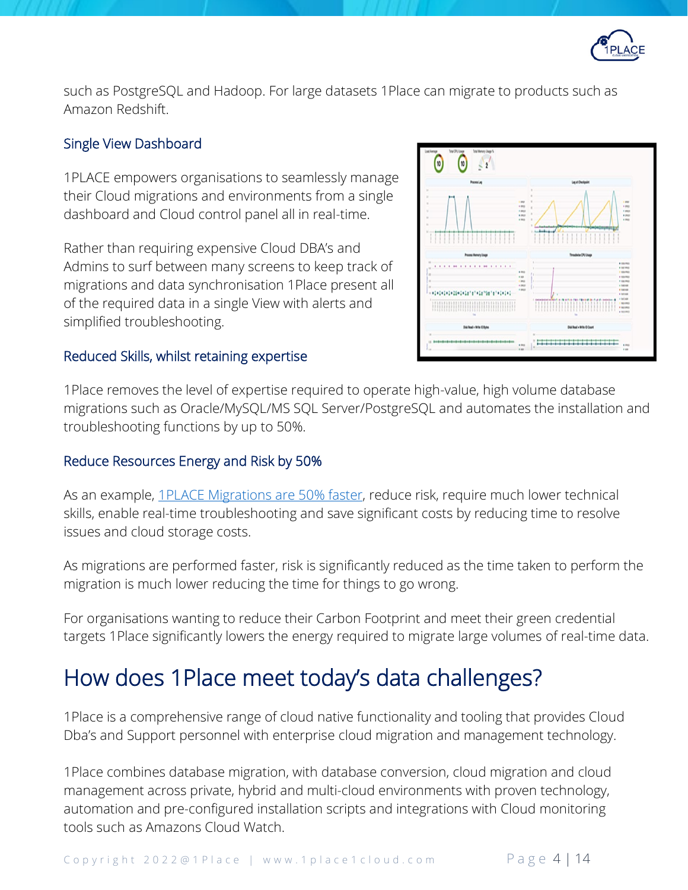such as PostgreSQL and Hadoop. For large datasets 1Place can migrate to products such as Amazon Redshift.

### Single View Dashboard

1PLACE empowers organisations to seamlessly manage their Cloud migrations and environments from a single dashboard and Cloud control panel all in real-time.

Rather than requiring expensive Cloud DBA's and Admins to surf between many screens to keep track of migrations and data synchronisation 1Place present all of the required data in a single View with alerts and simplified troubleshooting.

### Reduced Skills, whilst retaining expertise

1Place removes the level of expertise required to operate high-value, high volume database migrations such as Oracle/MySQL/MS SQL Server/PostgreSQL and automates the installation and troubleshooting functions by up to 50%.

### Reduce Resources Energy and Risk by 50%

As an example, 1PLACE Migrations are 50% faster, reduce risk, require much lower technical skills, enable real-time troubleshooting and save significant costs by reducing time to resolve issues and cloud storage costs.

As migrations are performed faster, risk is significantly reduced as the time taken to perform the migration is much lower reducing the time for things to go wrong.

For organisations wanting to reduce their Carbon Footprint and meet their green credential targets 1Place significantly lowers the energy required to migrate large volumes of real-time data.

## How does 1Place meet today's data challenges?

1Place is a comprehensive range of cloud native functionality and tooling that provides Cloud Dba's and Support personnel with enterprise cloud migration and management technology.

1Place combines database migration, with database conversion, cloud migration and cloud management across private, hybrid and multi-cloud environments with proven technology, automation and pre-configured installation scripts and integrations with Cloud monitoring tools such as Amazons Cloud Watch.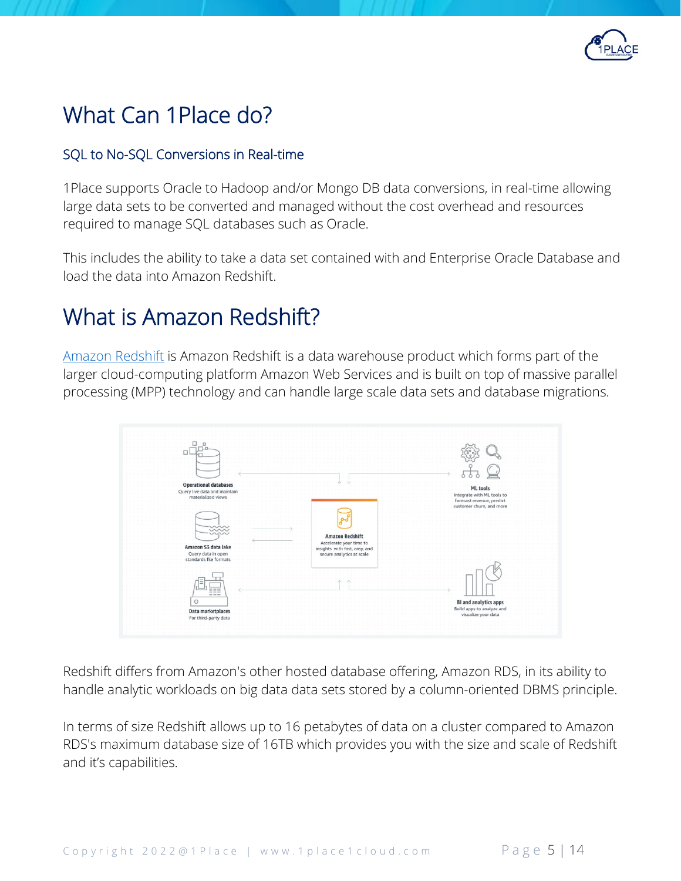# What Can 1Place do?

## SQL to No-SQL Conversions in Real-time

1Place supports Oracle to Hadoop and/or Mongo DB data conversions, in real-time allowing large data sets to be converted and managed without the cost overhead and resources required to manage SQL databases such as Oracle.

This includes the ability to take a data set contained with and Enterprise Oracle Database and load the data into Amazon Redshift.

# What is Amazon Redshift?

[Amazon Redshift](Amazon Redshift) is Amazon Redshift is a data warehouse product which forms part of the larger cloud-computing platform Amazon Web Services and is built on top of massive parallel processing (MPP) technology and can handle large scale data sets and database migrations.

Redshift differs from Amazon's other hosted database offering, Amazon RDS, in its ability to handle analytic workloads on big data data sets stored by a column-oriented DBMS principle.

In terms of size Redshift allows up to 16 petabytes of data on a cluster compared to Amazon RDS's maximum database size of 16TB which provides you with the size and scale of Redshift and it's capabilities.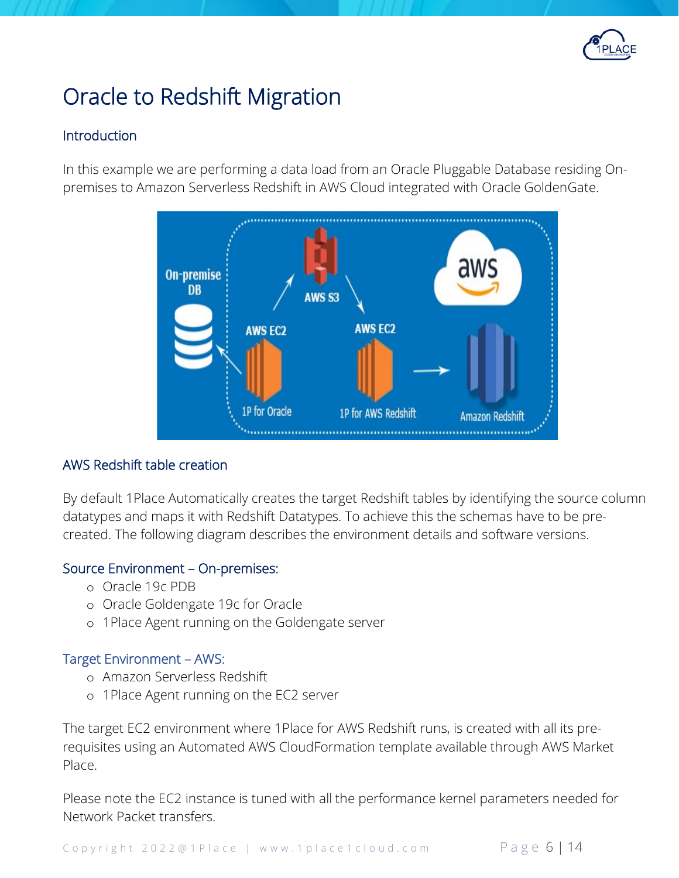# Oracle to Redshift Migration

## Introduction

In this example we are performing a data load from an Oracle Pluggable Database residing On-premises to Amazon Serverless Redshift in AWS Cloud integrated with Oracle GoldenGate.

## AWS Redshift table creation

By default 1Place Automatically creates the target Redshift tables by identifying the source column datatypes and maps it with Redshift Datatypes. To achieve this the schemas have to be pre-created. The following diagram describes the environment details and software versions.

### Source Environment – On-premises:

- Oracle 19c PDB
- Oracle Goldengate 19c for Oracle
- 1Place Agent running on the Goldengate server

### Target Environment – AWS:

- Amazon Serverless Redshift
- 1Place Agent running on the EC2 server

The target EC2 environment where 1Place for AWS Redshift runs, is created with all its pre-requisites using an Automated AWS CloudFormation template available through AWS Market Place.

Please note the EC2 instance is tuned with all the performance kernel parameters needed for Network Packet transfers.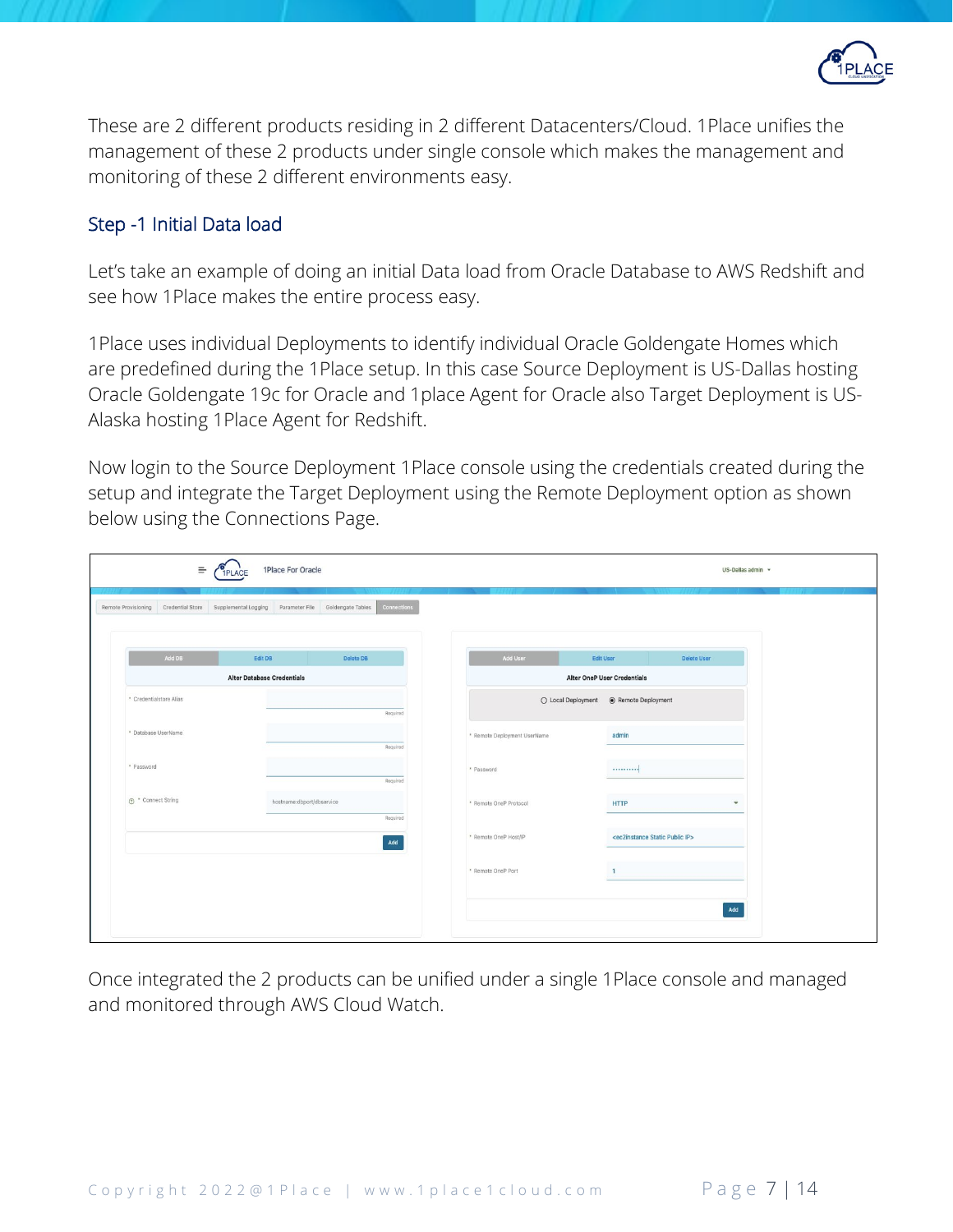These are 2 different products residing in 2 different Datacenters/Cloud. 1Place unifies the management of these 2 products under single console which makes the management and monitoring of these 2 different environments easy.

## Step -1 Initial Data load

Let's take an example of doing an initial Data load from Oracle Database to AWS Redshift and see how 1Place makes the entire process easy.

1Place uses individual Deployments to identify individual Oracle Goldengate Homes which are predefined during the 1Place setup. In this case Source Deployment is US-Dallas hosting Oracle Goldengate 19c for Oracle and 1place Agent for Oracle also Target Deployment is US-Alaska hosting 1Place Agent for Redshift.

Now login to the Source Deployment 1Place console using the credentials created during the setup and integrate the Target Deployment using the Remote Deployment option as shown below using the Connections Page.

Once integrated the 2 products can be unified under a single 1Place console and managed and monitored through AWS Cloud Watch.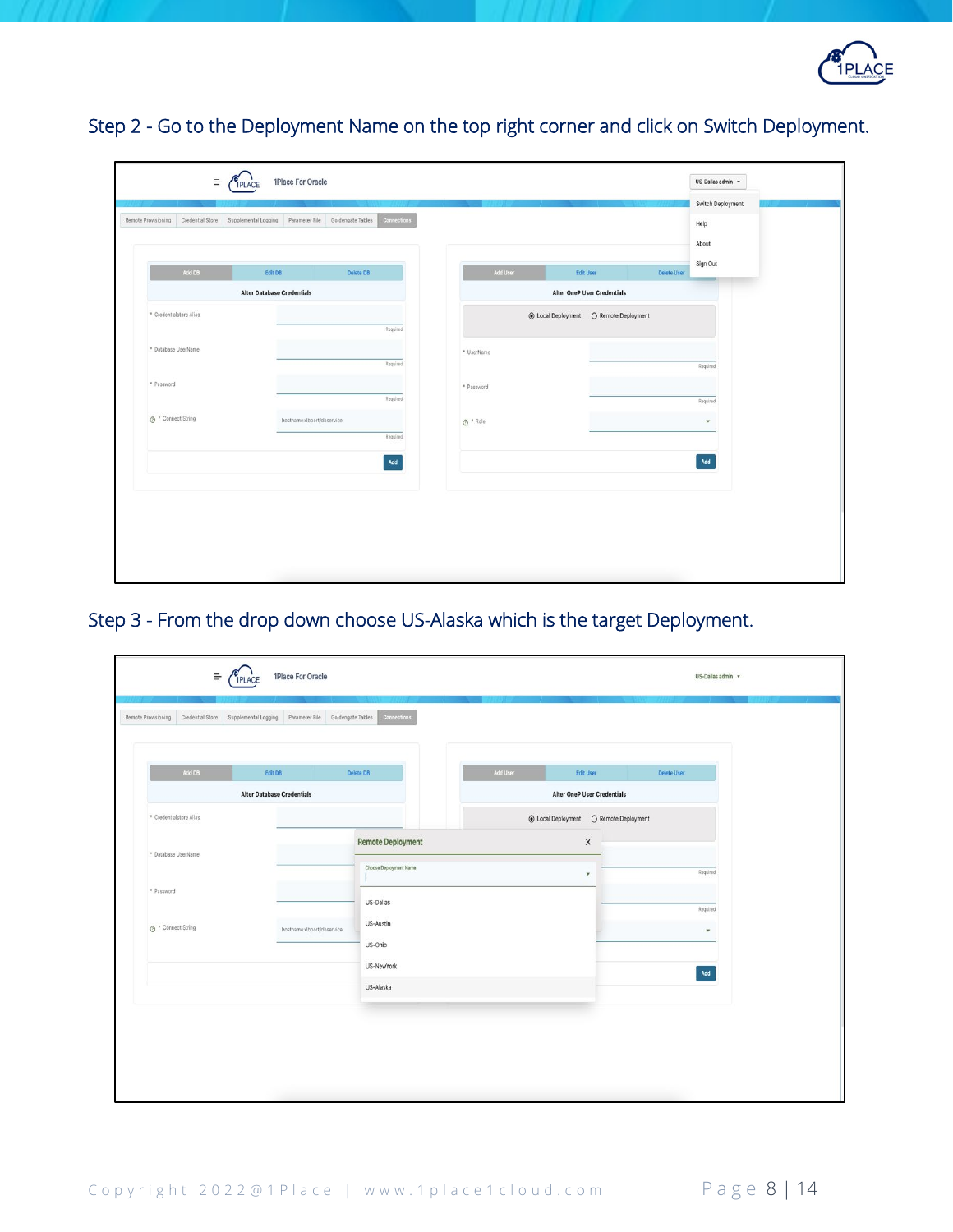Step 2 - Go to the Deployment Name on the top right corner and click on Switch Deployment.

Step 3 - From the drop down choose US-Alaska which is the target Deployment.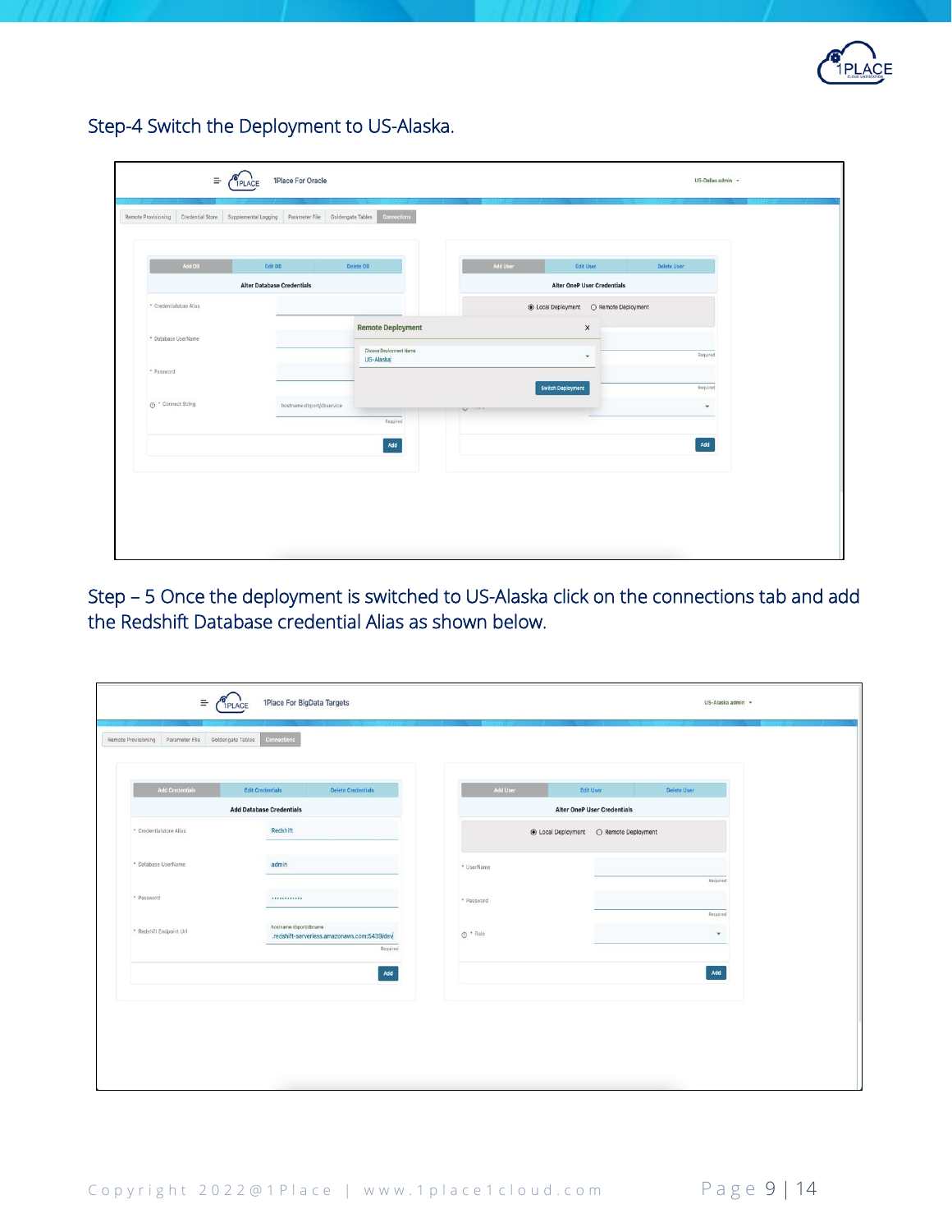Step-4 Switch the Deployment to US-Alaska.

Step – 5 Once the deployment is switched to US-Alaska click on the connections tab and add the Redshift Database credential Alias as shown below.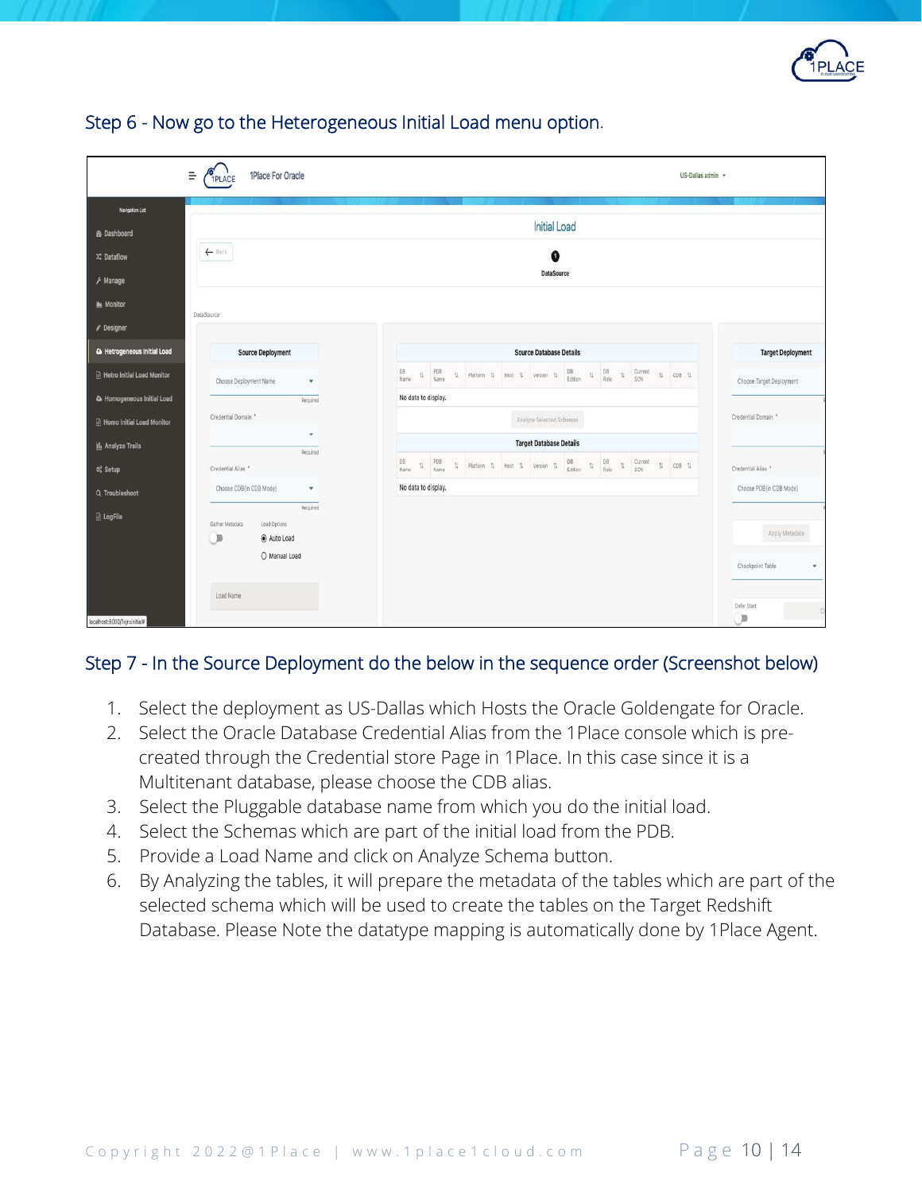## Step 6 - Now go to the Heterogeneous Initial Load menu option.

## Step 7 - In the Source Deployment do the below in the sequence order (Screenshot below)

1. Select the deployment as US-Dallas which Hosts the Oracle Goldengate for Oracle.
2. Select the Oracle Database Credential Alias from the 1Place console which is pre-created through the Credential store Page in 1Place. In this case since it is a Multitenant database, please choose the CDB alias.
3. Select the Pluggable database name from which you do the initial load.
4. Select the Schemas which are part of the initial load from the PDB.
5. Provide a Load Name and click on Analyze Schema button.
6. By Analyzing the tables, it will prepare the metadata of the tables which are part of the selected schema which will be used to create the tables on the Target Redshift Database. Please Note the datatype mapping is automatically done by 1Place Agent.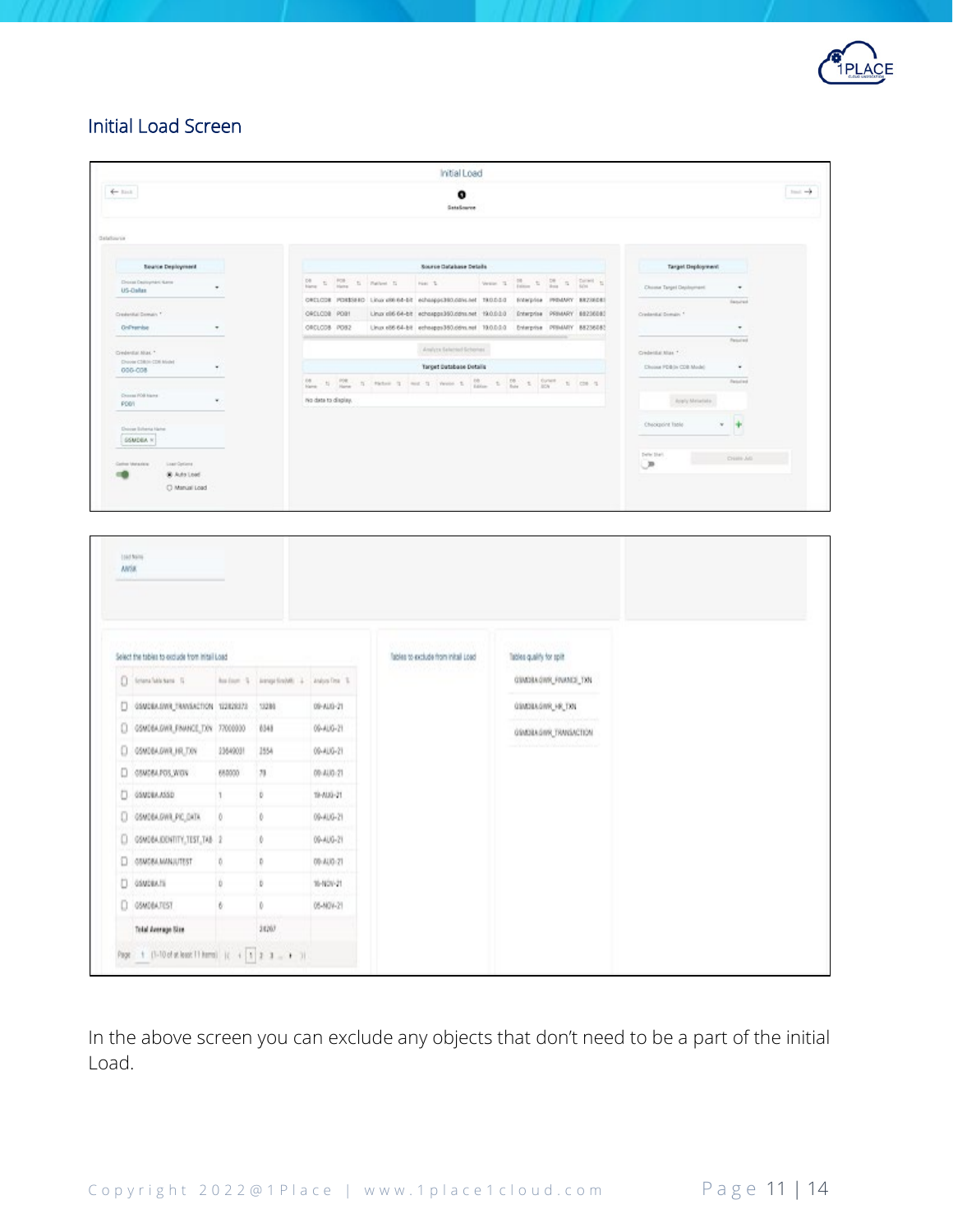## Initial Load Screen

In the above screen you can exclude any objects that don't need to be a part of the initial Load.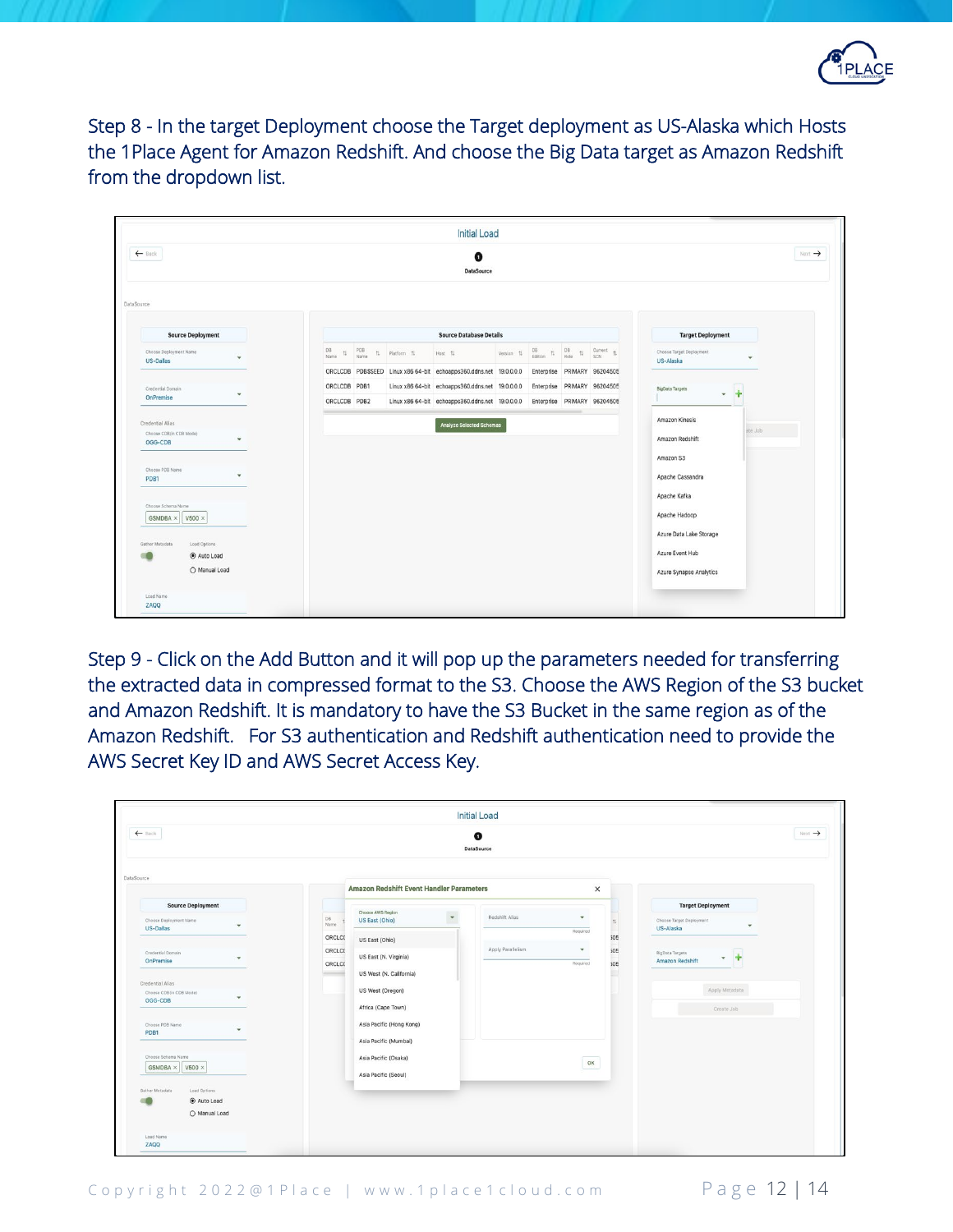Step 8 - In the target Deployment choose the Target deployment as US-Alaska which Hosts the 1Place Agent for Amazon Redshift. And choose the Big Data target as Amazon Redshift from the dropdown list.

Step 9 - Click on the Add Button and it will pop up the parameters needed for transferring the extracted data in compressed format to the S3. Choose the AWS Region of the S3 bucket and Amazon Redshift. It is mandatory to have the S3 Bucket in the same region as of the Amazon Redshift. For S3 authentication and Redshift authentication need to provide the AWS Secret Key ID and AWS Secret Access Key.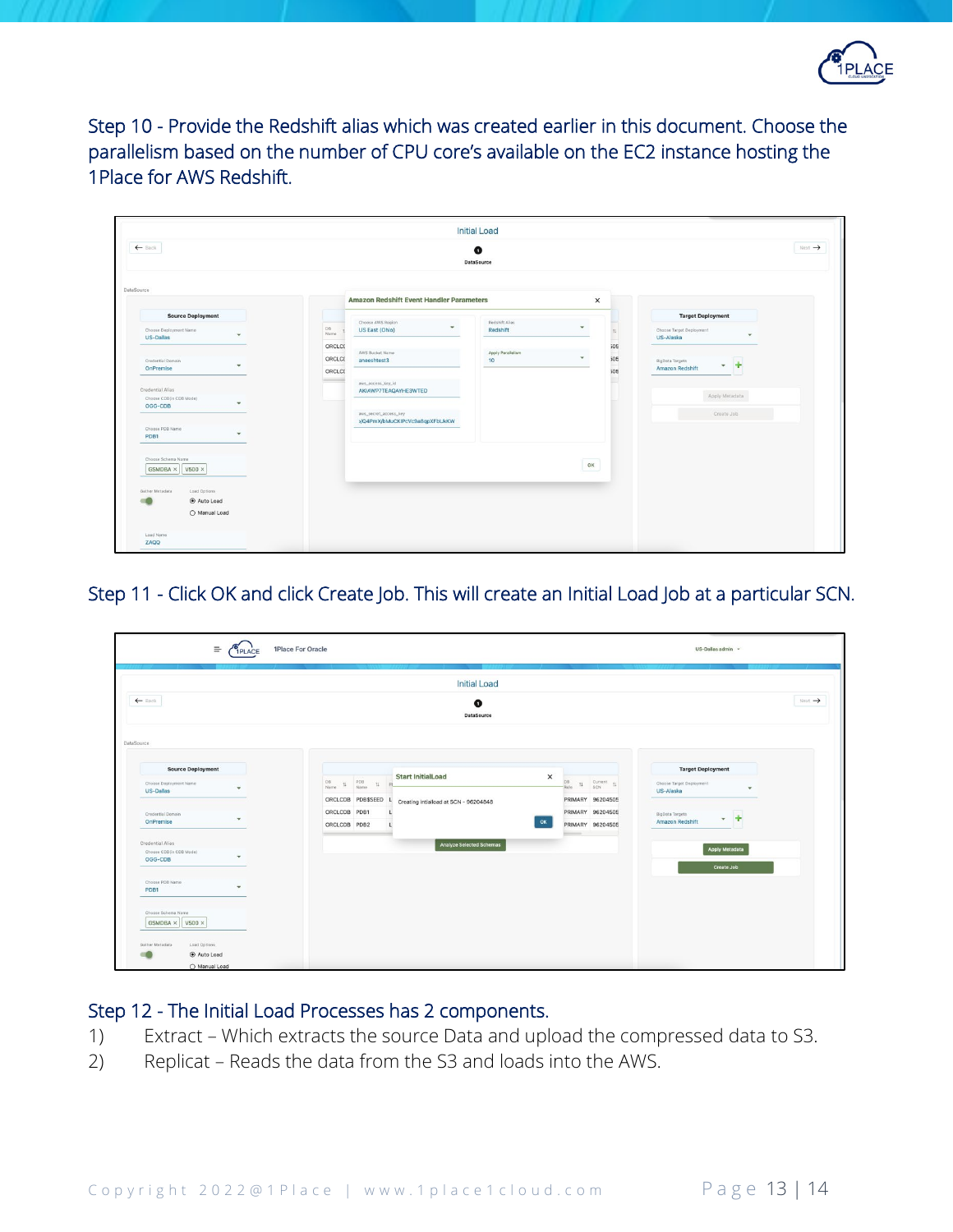Step 10 - Provide the Redshift alias which was created earlier in this document. Choose the parallelism based on the number of CPU core's available on the EC2 instance hosting the 1Place for AWS Redshift.

Step 11 - Click OK and click Create Job. This will create an Initial Load Job at a particular SCN.

Step 12 - The Initial Load Processes has 2 components.

1) Extract – Which extracts the source Data and upload the compressed data to S3.
2) Replicat – Reads the data from the S3 and loads into the AWS.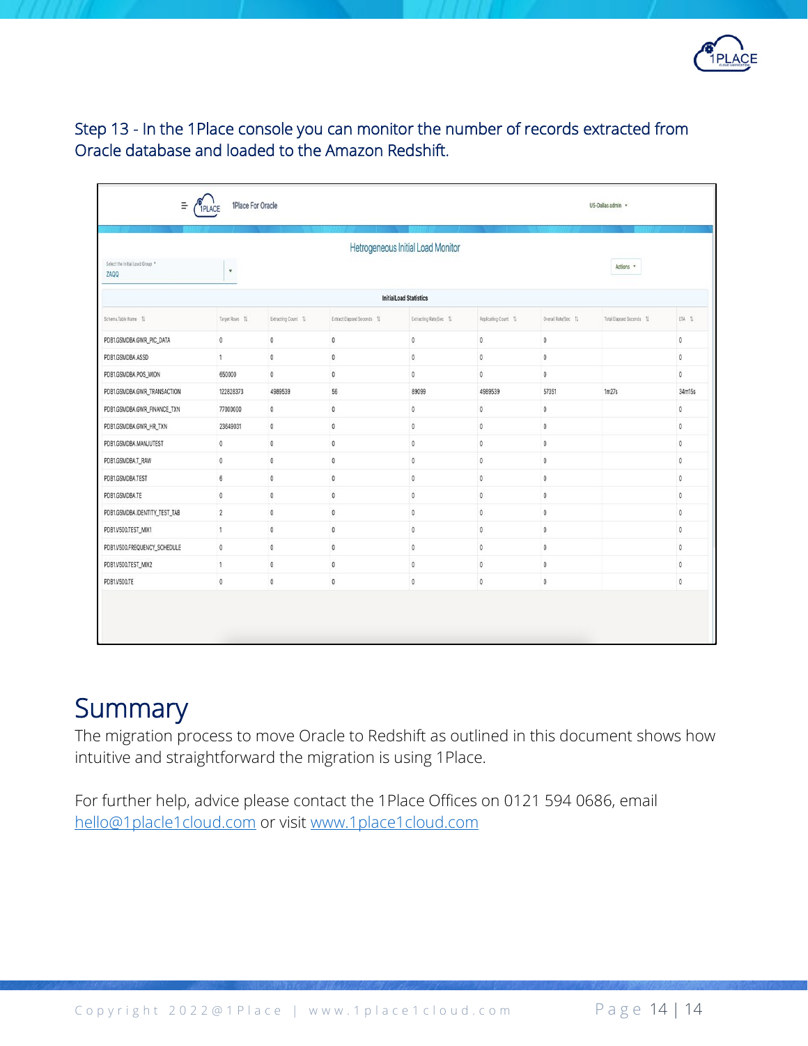Step 13 - In the 1Place console you can monitor the number of records extracted from Oracle database and loaded to the Amazon Redshift.

1Place For Oracle

US-Dallas admin

Hetrogeneous Initial Load Monitor

Select the Initial Load Group *
ZAQQ

Actions

InitialLoad Statistics

| Schema.Table Name | Target Rows | Extracting Count | Extract Elapsed Seconds | Extracting Rate/Sec | Replicating Count | Overall Rate/Sec | Total Elapsed Seconds | ETA |
|---|---|---|---|---|---|---|---|---|
| PDB1.GSMDBA.GWR_PIC_DATA | 0 | 0 | 0 | 0 | 0 | 0 | | 0 |
| PDB1.GSMDBA.ASSD | 1 | 0 | 0 | 0 | 0 | 0 | | 0 |
| PDB1.GSMDBA.POS_WION | 650000 | 0 | 0 | 0 | 0 | 0 | | 0 |
| PDB1.GSMDBA.GWR_TRANSACTION | 122828373 | 4989539 | 56 | 89099 | 4989539 | 57351 | 1m27s | 34m15s |
| PDB1.GSMDBA.GWR_FINANCE_TXN | 77000000 | 0 | 0 | 0 | 0 | 0 | | 0 |
| PDB1.GSMDBA.GWR_HR_TXN | 23649031 | 0 | 0 | 0 | 0 | 0 | | 0 |
| PDB1.GSMDBA.MANJUTEST | 0 | 0 | 0 | 0 | 0 | 0 | | 0 |
| PDB1.GSMDBA.T_RAW | 0 | 0 | 0 | 0 | 0 | 0 | | 0 |
| PDB1.GSMDBA.TEST | 6 | 0 | 0 | 0 | 0 | 0 | | 0 |
| PDB1.GSMDBA.TE | 0 | 0 | 0 | 0 | 0 | 0 | | 0 |
| PDB1.GSMDBA.IDENTITY_TEST_TAB | 2 | 0 | 0 | 0 | 0 | 0 | | 0 |
| PDB1.V500.TEST_MIX1 | 1 | 0 | 0 | 0 | 0 | 0 | | 0 |
| PDB1.V500.FREQUENCY_SCHEDULE | 0 | 0 | 0 | 0 | 0 | 0 | | 0 |
| PDB1.V500.TEST_MIX2 | 1 | 0 | 0 | 0 | 0 | 0 | | 0 |
| PDB1.V500.TE | 0 | 0 | 0 | 0 | 0 | 0 | | 0 |

# Summary

The migration process to move Oracle to Redshift as outlined in this document shows how intuitive and straightforward the migration is using 1Place.

For further help, advice please contact the 1Place Offices on 0121 594 0686, email hello@1placle1cloud.com or visit www.1place1cloud.com